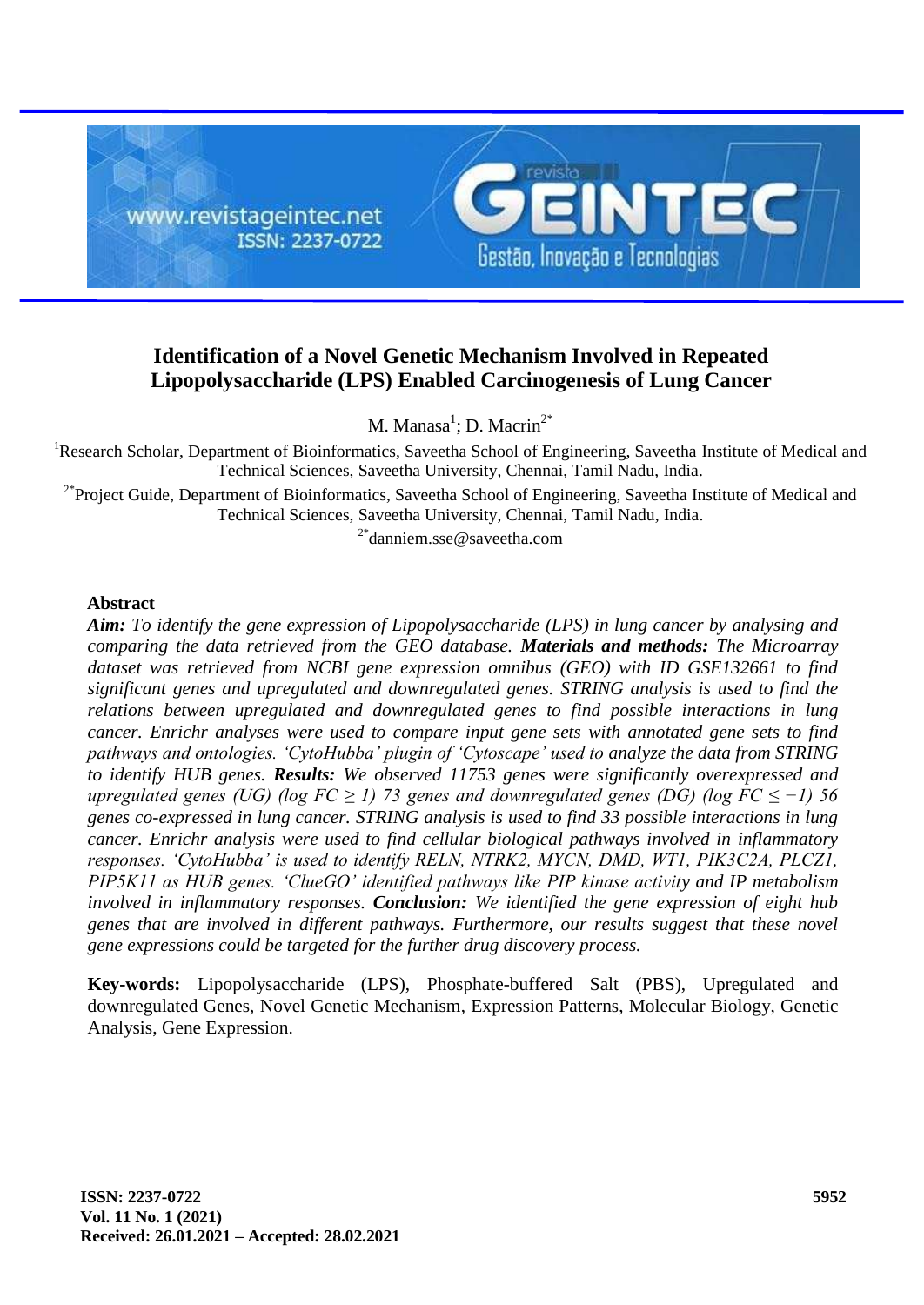# Identification of a Novel Genetic Mechanism Involved in Repeated Lipopolysaccharide (LPS) Enabled Carcinogenesis of Lung Cancer

M. Manasa[1]; D. Macrin[2*]

[1]Research Scholar, Department of Bioinformatics, Saveetha School of Engineering, Saveetha Institute of Medical and Technical Sciences, Saveetha University, Chennai, Tamil Nadu, India.

[2*]Project Guide, Department of Bioinformatics, Saveetha School of Engineering, Saveetha Institute of Medical and Technical Sciences, Saveetha University, Chennai, Tamil Nadu, India.

[2*]danniem.sse@saveetha.com

## Abstract

***Aim:*** *To identify the gene expression of Lipopolysaccharide (LPS) in lung cancer by analysing and comparing the data retrieved from the GEO database.* ***Materials and methods:*** *The Microarray dataset was retrieved from NCBI gene expression omnibus (GEO) with ID GSE132661 to find significant genes and upregulated and downregulated genes. STRING analysis is used to find the relations between upregulated and downregulated genes to find possible interactions in lung cancer. Enrichr analyses were used to compare input gene sets with annotated gene sets to find pathways and ontologies. 'CytoHubba' plugin of 'Cytoscape' used to analyze the data from STRING to identify HUB genes.* ***Results:*** *We observed 11753 genes were significantly overexpressed and upregulated genes (UG) (log FC $\geq$ 1) 73 genes and downregulated genes (DG) (log FC $\leq -1$) 56 genes co-expressed in lung cancer. STRING analysis is used to find 33 possible interactions in lung cancer. Enrichr analysis were used to find cellular biological pathways involved in inflammatory responses. 'CytoHubba' is used to identify RELN, NTRK2, MYCN, DMD, WT1, PIK3C2A, PLCZ1, PIP5K11 as HUB genes. 'ClueGO' identified pathways like PIP kinase activity and IP metabolism involved in inflammatory responses.* ***Conclusion:*** *We identified the gene expression of eight hub genes that are involved in different pathways. Furthermore, our results suggest that these novel gene expressions could be targeted for the further drug discovery process.*

**Key-words:** Lipopolysaccharide (LPS), Phosphate-buffered Salt (PBS), Upregulated and downregulated Genes, Novel Genetic Mechanism, Expression Patterns, Molecular Biology, Genetic Analysis, Gene Expression.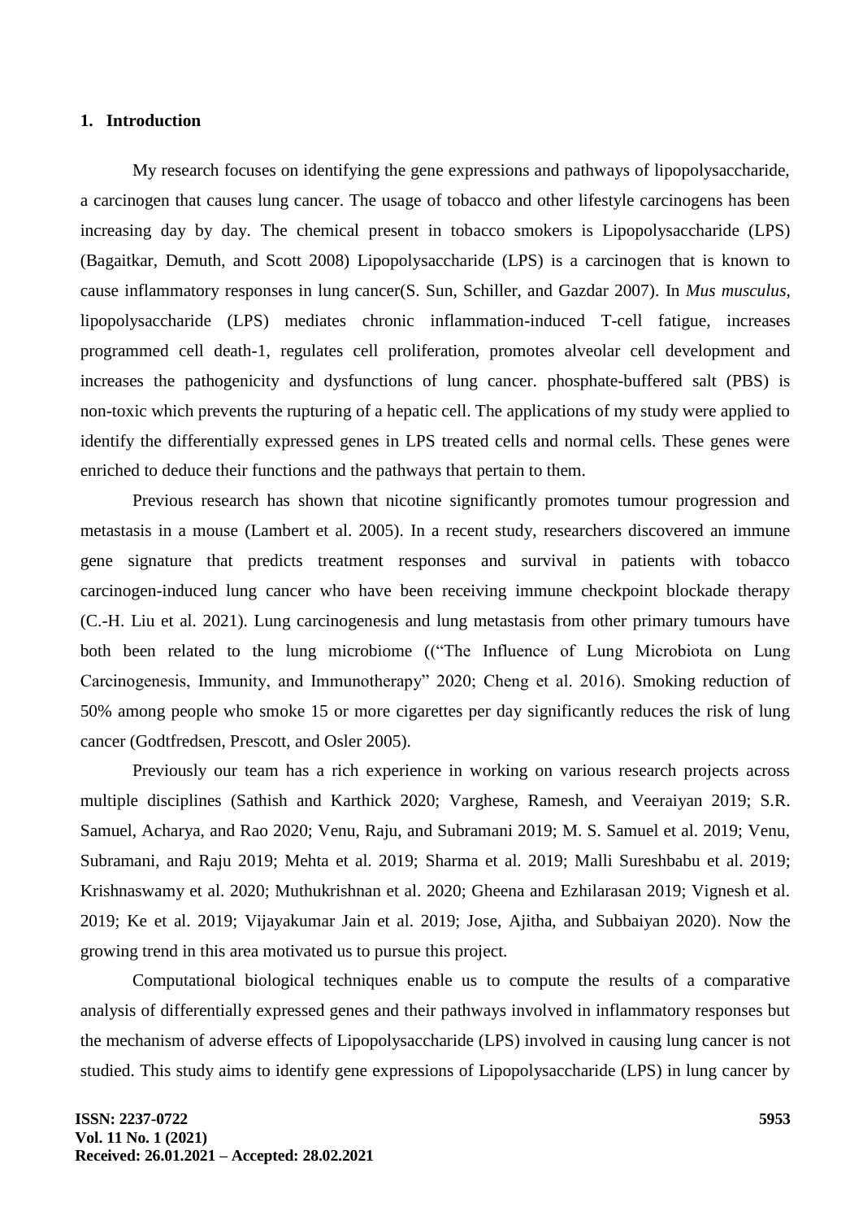## 1. Introduction

My research focuses on identifying the gene expressions and pathways of lipopolysaccharide, a carcinogen that causes lung cancer. The usage of tobacco and other lifestyle carcinogens has been increasing day by day. The chemical present in tobacco smokers is Lipopolysaccharide (LPS) (Bagaitkar, Demuth, and Scott 2008) Lipopolysaccharide (LPS) is a carcinogen that is known to cause inflammatory responses in lung cancer(S. Sun, Schiller, and Gazdar 2007). In *Mus musculus*, lipopolysaccharide (LPS) mediates chronic inflammation-induced T-cell fatigue, increases programmed cell death-1, regulates cell proliferation, promotes alveolar cell development and increases the pathogenicity and dysfunctions of lung cancer. phosphate-buffered salt (PBS) is non-toxic which prevents the rupturing of a hepatic cell. The applications of my study were applied to identify the differentially expressed genes in LPS treated cells and normal cells. These genes were enriched to deduce their functions and the pathways that pertain to them.

Previous research has shown that nicotine significantly promotes tumour progression and metastasis in a mouse (Lambert et al. 2005). In a recent study, researchers discovered an immune gene signature that predicts treatment responses and survival in patients with tobacco carcinogen-induced lung cancer who have been receiving immune checkpoint blockade therapy (C.-H. Liu et al. 2021). Lung carcinogenesis and lung metastasis from other primary tumours have both been related to the lung microbiome ((“The Influence of Lung Microbiota on Lung Carcinogenesis, Immunity, and Immunotherapy” 2020; Cheng et al. 2016). Smoking reduction of 50% among people who smoke 15 or more cigarettes per day significantly reduces the risk of lung cancer (Godtfredsen, Prescott, and Osler 2005).

Previously our team has a rich experience in working on various research projects across multiple disciplines (Sathish and Karthick 2020; Varghese, Ramesh, and Veeraiyan 2019; S.R. Samuel, Acharya, and Rao 2020; Venu, Raju, and Subramani 2019; M. S. Samuel et al. 2019; Venu, Subramani, and Raju 2019; Mehta et al. 2019; Sharma et al. 2019; Malli Sureshbabu et al. 2019; Krishnaswamy et al. 2020; Muthukrishnan et al. 2020; Gheena and Ezhilarasan 2019; Vignesh et al. 2019; Ke et al. 2019; Vijayakumar Jain et al. 2019; Jose, Ajitha, and Subbaiyan 2020). Now the growing trend in this area motivated us to pursue this project.

Computational biological techniques enable us to compute the results of a comparative analysis of differentially expressed genes and their pathways involved in inflammatory responses but the mechanism of adverse effects of Lipopolysaccharide (LPS) involved in causing lung cancer is not studied. This study aims to identify gene expressions of Lipopolysaccharide (LPS) in lung cancer by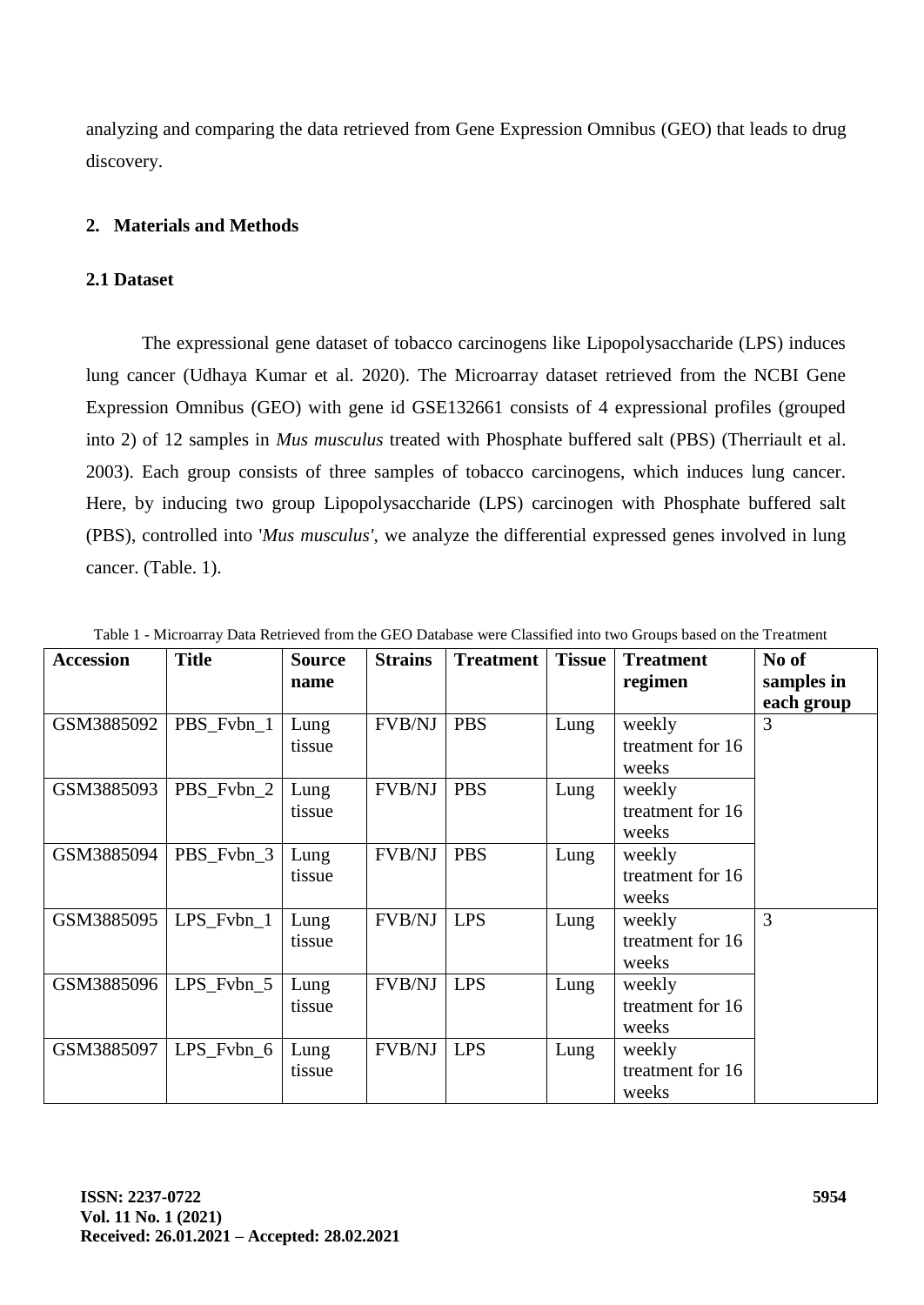analyzing and comparing the data retrieved from Gene Expression Omnibus (GEO) that leads to drug discovery.

## 2. Materials and Methods

### 2.1 Dataset

The expressional gene dataset of tobacco carcinogens like Lipopolysaccharide (LPS) induces lung cancer (Udhaya Kumar et al. 2020). The Microarray dataset retrieved from the NCBI Gene Expression Omnibus (GEO) with gene id GSE132661 consists of 4 expressional profiles (grouped into 2) of 12 samples in *Mus musculus* treated with Phosphate buffered salt (PBS) (Therriault et al. 2003). Each group consists of three samples of tobacco carcinogens, which induces lung cancer. Here, by inducing two group Lipopolysaccharide (LPS) carcinogen with Phosphate buffered salt (PBS), controlled into '*Mus musculus*', we analyze the differential expressed genes involved in lung cancer. (Table. 1).

Table 1 - Microarray Data Retrieved from the GEO Database were Classified into two Groups based on the Treatment

| Accession | Title | Source name | Strains | Treatment | Tissue | Treatment regimen | No of samples in each group |
|---|---|---|---|---|---|---|---|
| GSM3885092 | PBS_Fvbn_1 | Lung tissue | FVB/NJ | PBS | Lung | weekly treatment for 16 weeks | 3 |
| GSM3885093 | PBS_Fvbn_2 | Lung tissue | FVB/NJ | PBS | Lung | weekly treatment for 16 weeks | |
| GSM3885094 | PBS_Fvbn_3 | Lung tissue | FVB/NJ | PBS | Lung | weekly treatment for 16 weeks | |
| GSM3885095 | LPS_Fvbn_1 | Lung tissue | FVB/NJ | LPS | Lung | weekly treatment for 16 weeks | 3 |
| GSM3885096 | LPS_Fvbn_5 | Lung tissue | FVB/NJ | LPS | Lung | weekly treatment for 16 weeks | |
| GSM3885097 | LPS_Fvbn_6 | Lung tissue | FVB/NJ | LPS | Lung | weekly treatment for 16 weeks | |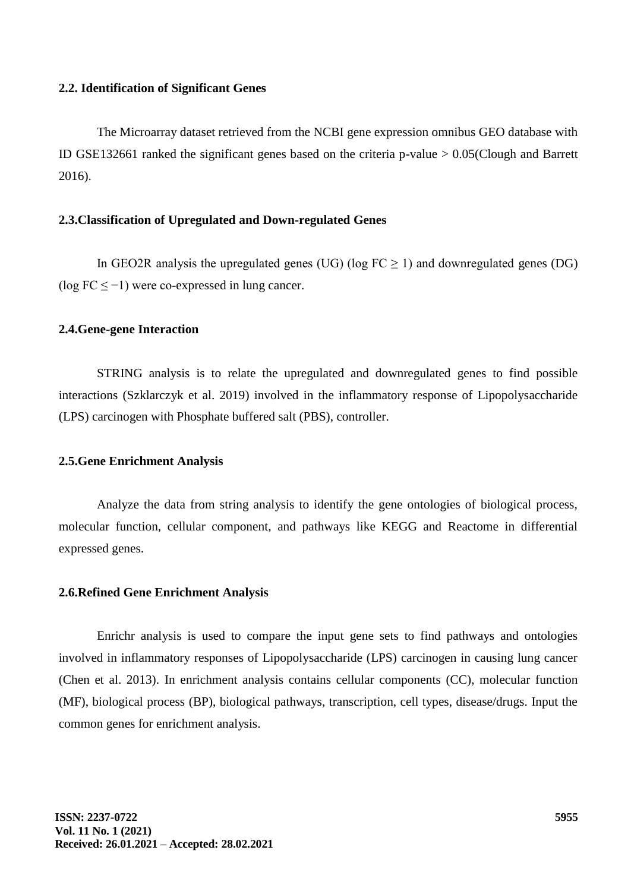### 2.2. Identification of Significant Genes

The Microarray dataset retrieved from the NCBI gene expression omnibus GEO database with ID GSE132661 ranked the significant genes based on the criteria p-value > 0.05(Clough and Barrett 2016).

### 2.3.Classification of Upregulated and Down-regulated Genes

In GEO2R analysis the upregulated genes (UG) (log FC $\geq 1$) and downregulated genes (DG) (log FC $\leq -1$) were co-expressed in lung cancer.

### 2.4.Gene-gene Interaction

STRING analysis is to relate the upregulated and downregulated genes to find possible interactions (Szklarczyk et al. 2019) involved in the inflammatory response of Lipopolysaccharide (LPS) carcinogen with Phosphate buffered salt (PBS), controller.

### 2.5.Gene Enrichment Analysis

Analyze the data from string analysis to identify the gene ontologies of biological process, molecular function, cellular component, and pathways like KEGG and Reactome in differential expressed genes.

### 2.6.Refined Gene Enrichment Analysis

Enrichr analysis is used to compare the input gene sets to find pathways and ontologies involved in inflammatory responses of Lipopolysaccharide (LPS) carcinogen in causing lung cancer (Chen et al. 2013). In enrichment analysis contains cellular components (CC), molecular function (MF), biological process (BP), biological pathways, transcription, cell types, disease/drugs. Input the common genes for enrichment analysis.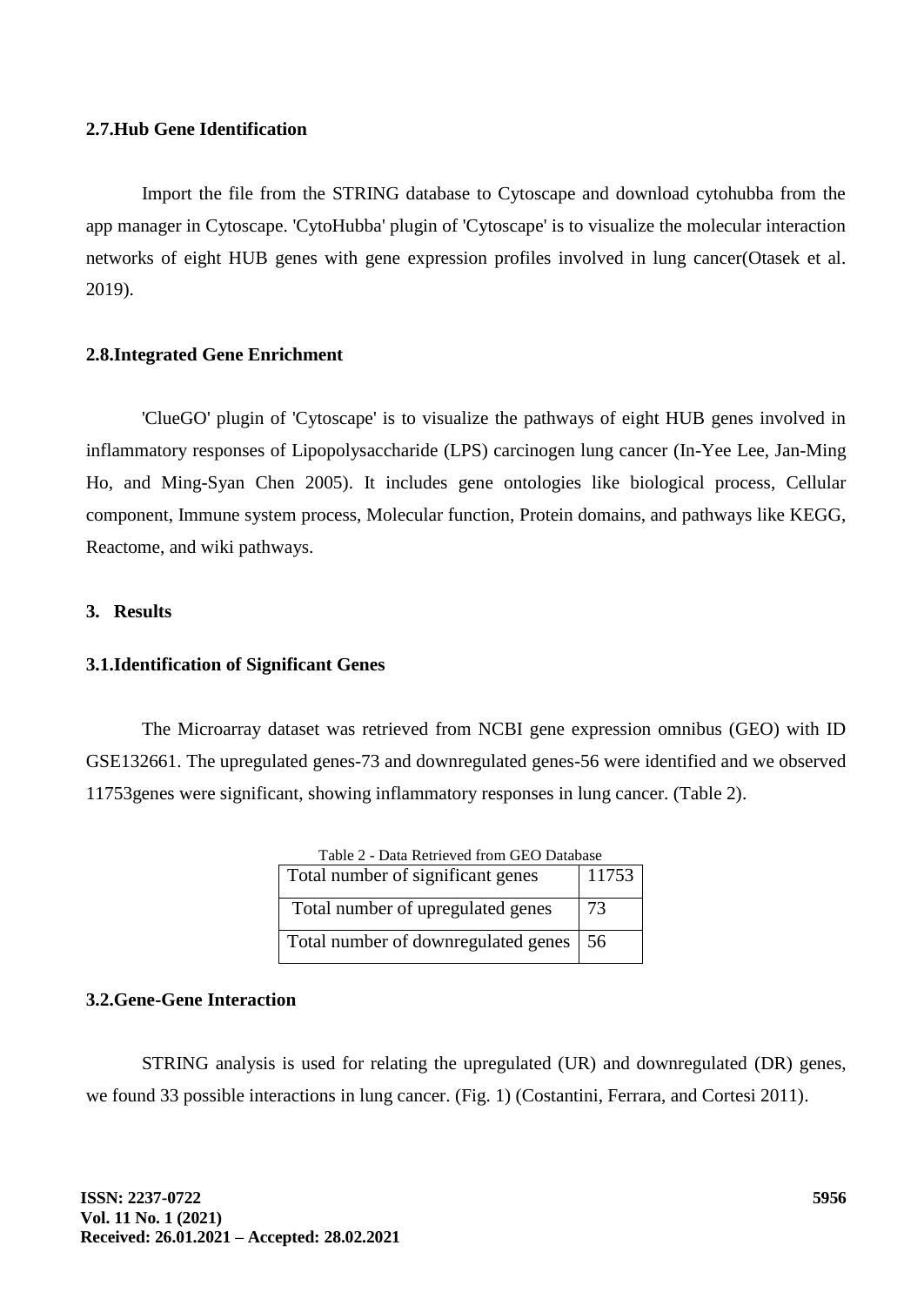### 2.7.Hub Gene Identification

Import the file from the STRING database to Cytoscape and download cytohubba from the app manager in Cytoscape. 'CytoHubba' plugin of 'Cytoscape' is to visualize the molecular interaction networks of eight HUB genes with gene expression profiles involved in lung cancer(Otasek et al. 2019).

### 2.8.Integrated Gene Enrichment

'ClueGO' plugin of 'Cytoscape' is to visualize the pathways of eight HUB genes involved in inflammatory responses of Lipopolysaccharide (LPS) carcinogen lung cancer (In-Yee Lee, Jan-Ming Ho, and Ming-Syan Chen 2005). It includes gene ontologies like biological process, Cellular component, Immune system process, Molecular function, Protein domains, and pathways like KEGG, Reactome, and wiki pathways.

## 3. Results

### 3.1.Identification of Significant Genes

The Microarray dataset was retrieved from NCBI gene expression omnibus (GEO) with ID GSE132661. The upregulated genes-73 and downregulated genes-56 were identified and we observed 11753genes were significant, showing inflammatory responses in lung cancer. (Table 2).

Table 2 - Data Retrieved from GEO Database

| Total number of significant genes | 11753 |
|---|---|
| Total number of upregulated genes | 73 |
| Total number of downregulated genes | 56 |

### 3.2.Gene-Gene Interaction

STRING analysis is used for relating the upregulated (UR) and downregulated (DR) genes, we found 33 possible interactions in lung cancer. (Fig. 1) (Costantini, Ferrara, and Cortesi 2011).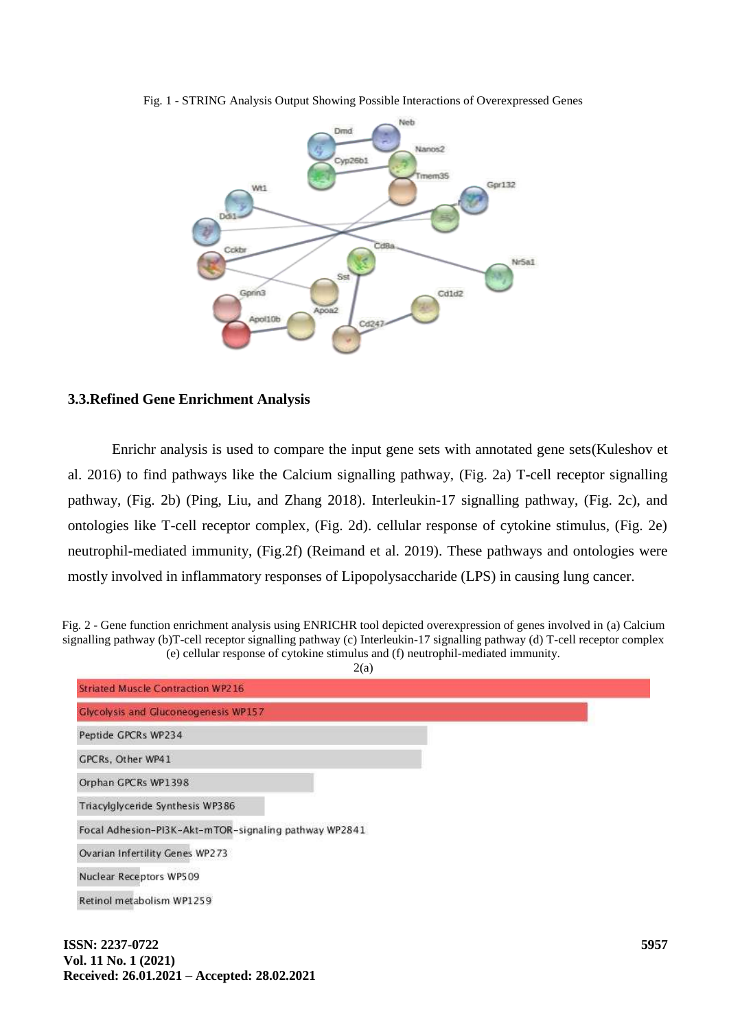Fig. 1 - STRING Analysis Output Showing Possible Interactions of Overexpressed Genes

### 3.3.Refined Gene Enrichment Analysis

Enrichr analysis is used to compare the input gene sets with annotated gene sets(Kuleshov et al. 2016) to find pathways like the Calcium signalling pathway, (Fig. 2a) T-cell receptor signalling pathway, (Fig. 2b) (Ping, Liu, and Zhang 2018). Interleukin-17 signalling pathway, (Fig. 2c), and ontologies like T-cell receptor complex, (Fig. 2d). cellular response of cytokine stimulus, (Fig. 2e) neutrophil-mediated immunity, (Fig.2f) (Reimand et al. 2019). These pathways and ontologies were mostly involved in inflammatory responses of Lipopolysaccharide (LPS) in causing lung cancer.

Fig. 2 - Gene function enrichment analysis using ENRICHR tool depicted overexpression of genes involved in (a) Calcium signalling pathway (b)T-cell receptor signalling pathway (c) Interleukin-17 signalling pathway (d) T-cell receptor complex (e) cellular response of cytokine stimulus and (f) neutrophil-mediated immunity.

2(a)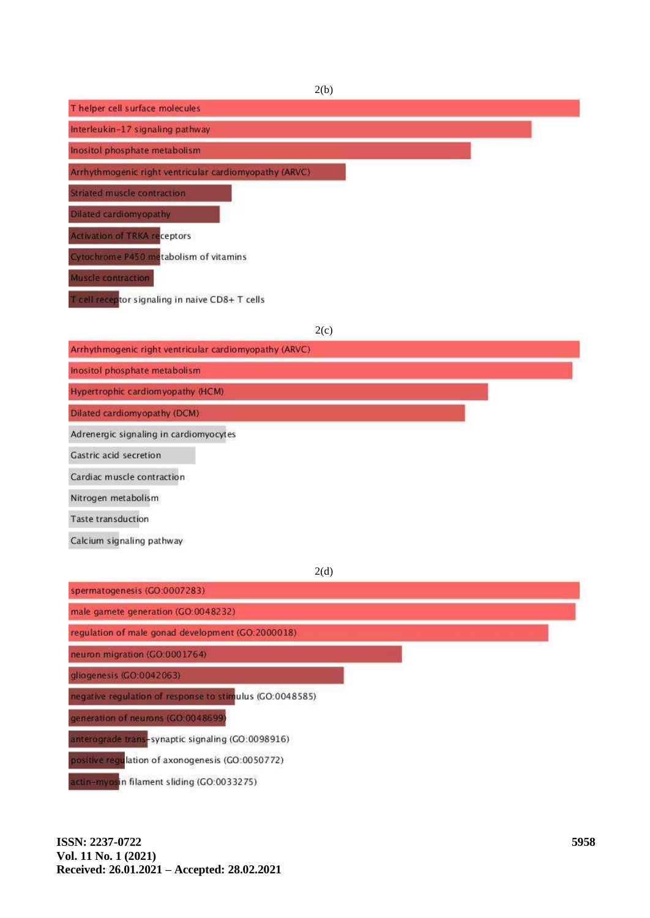2(b)

- T helper cell surface molecules
- Interleukin-17 signaling pathway
- Inositol phosphate metabolism
- Arrhythmogenic right ventricular cardiomyopathy (ARVC)
- Striated muscle contraction
- Dilated cardiomyopathy
- Activation of TRKA receptors
- Cytochrome P450 metabolism of vitamins
- Muscle contraction
- T cell receptor signaling in naive CD8+ T cells

2(c)

- Arrhythmogenic right ventricular cardiomyopathy (ARVC)
- Inositol phosphate metabolism
- Hypertrophic cardiomyopathy (HCM)
- Dilated cardiomyopathy (DCM)
- Adrenergic signaling in cardiomyocytes
- Gastric acid secretion
- Cardiac muscle contraction
- Nitrogen metabolism
- Taste transduction
- Calcium signaling pathway

2(d)

- spermatogenesis (GO:0007283)
- male gamete generation (GO:0048232)
- regulation of male gonad development (GO:2000018)
- neuron migration (GO:0001764)
- gliogenesis (GO:0042063)
- negative regulation of response to stimulus (GO:0048585)
- generation of neurons (GO:0048699)
- anterograde trans-synaptic signaling (GO:0098916)
- positive regulation of axonogenesis (GO:0050772)
- actin-myosin filament sliding (GO:0033275)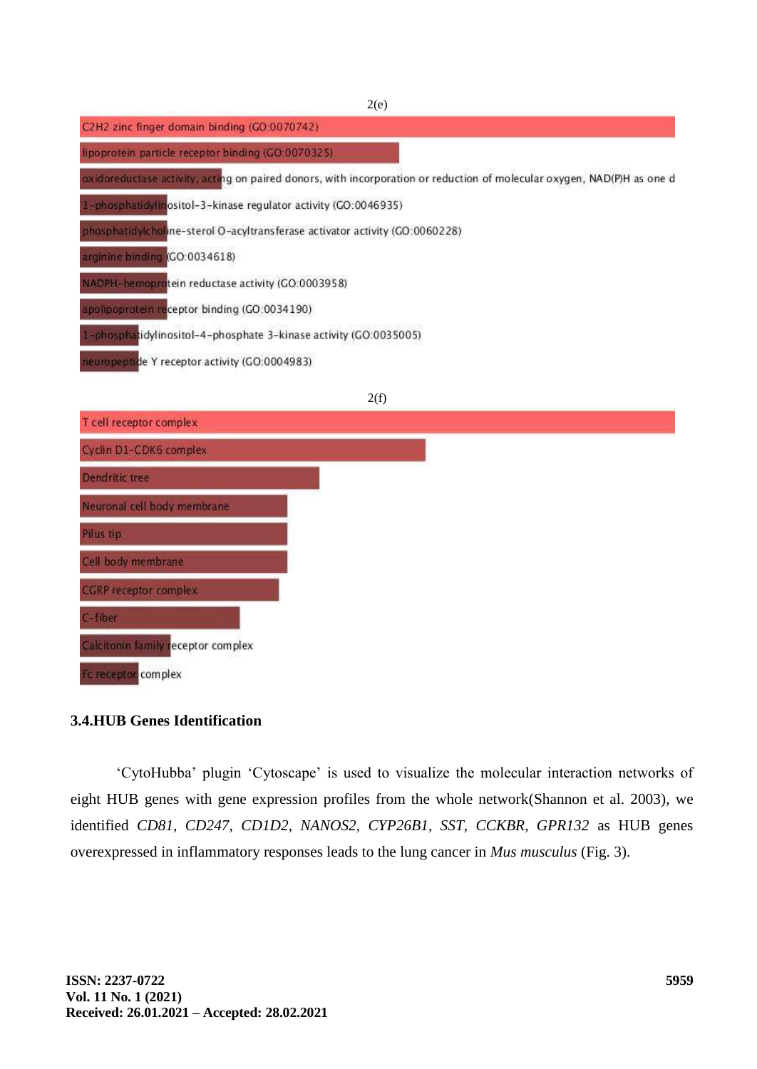2(e)

C2H2 zinc finger domain binding (GO:0070742)

lipoprotein particle receptor binding (GO:0070325)

oxidoreductase activity, acting on paired donors, with incorporation or reduction of molecular oxygen, NAD(P)H as one d

1-phosphatidylinositol-3-kinase regulator activity (GO:0046935)

phosphatidylcholine-sterol O-acyltransferase activator activity (GO:0060228)

arginine binding (GO:0034618)

NADPH-hemoprotein reductase activity (GO:0003958)

apolipoprotein receptor binding (GO:0034190)

1-phosphatidylinositol-4-phosphate 3-kinase activity (GO:0035005)

neuropeptide Y receptor activity (GO:0004983)

2(f)

T cell receptor complex

Cyclin D1-CDK6 complex

Dendritic tree

Neuronal cell body membrane

Pilus tip

Cell body membrane

CGRP receptor complex

C-fiber

Calcitonin family receptor complex

Fc receptor complex

### 3.4.HUB Genes Identification

'CytoHubba' plugin 'Cytoscape' is used to visualize the molecular interaction networks of eight HUB genes with gene expression profiles from the whole network(Shannon et al. 2003), we identified *CD81*, *CD247*, *CD1D2*, *NANOS2*, *CYP26B1*, *SST*, *CCKBR*, *GPR132* as HUB genes overexpressed in inflammatory responses leads to the lung cancer in *Mus musculus* (Fig. 3).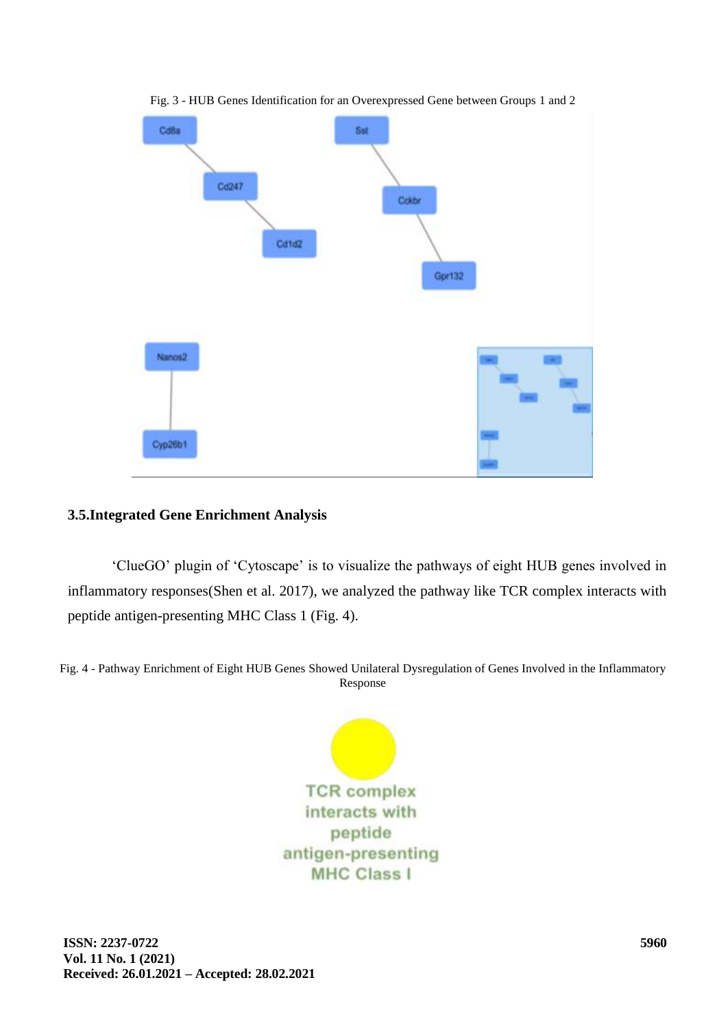Fig. 3 - HUB Genes Identification for an Overexpressed Gene between Groups 1 and 2

### 3.5.Integrated Gene Enrichment Analysis

'ClueGO' plugin of 'Cytoscape' is to visualize the pathways of eight HUB genes involved in inflammatory responses(Shen et al. 2017), we analyzed the pathway like TCR complex interacts with peptide antigen-presenting MHC Class 1 (Fig. 4).

Fig. 4 - Pathway Enrichment of Eight HUB Genes Showed Unilateral Dysregulation of Genes Involved in the Inflammatory Response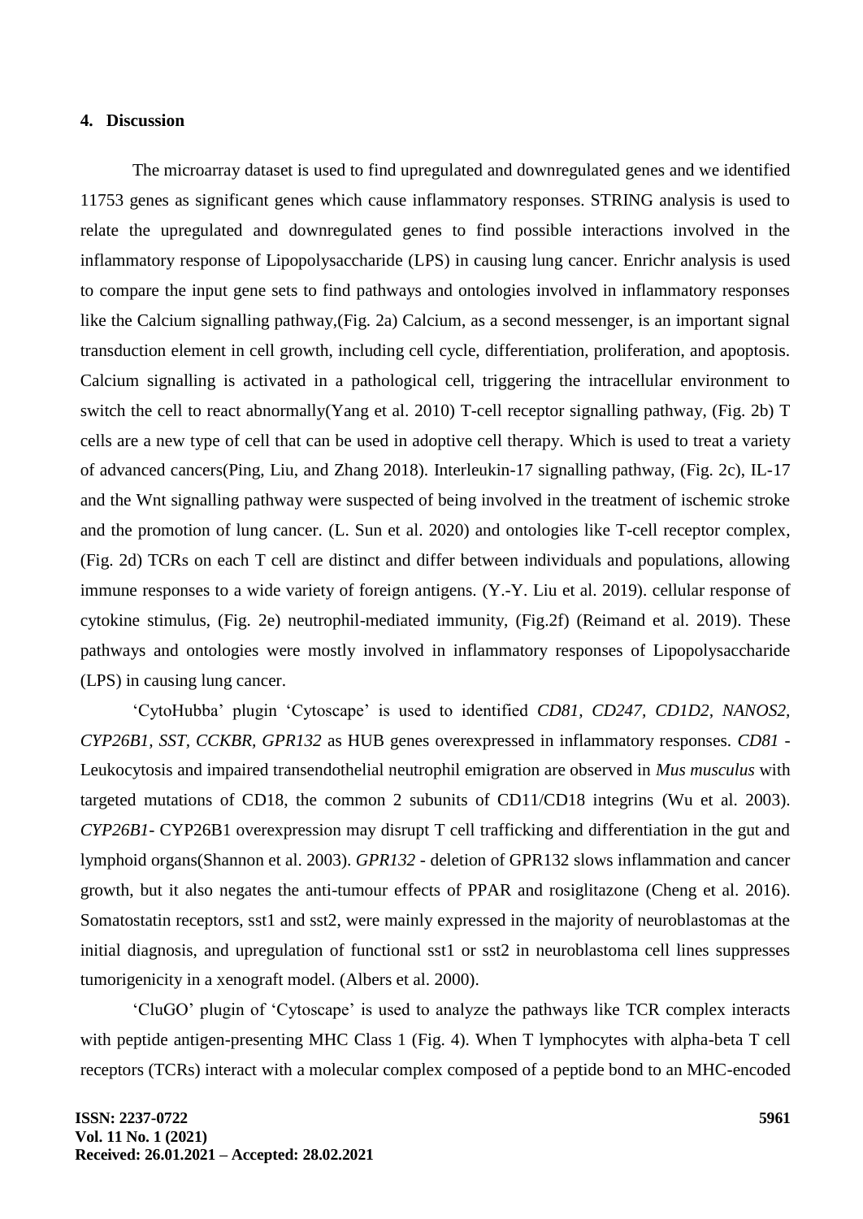## 4. Discussion

The microarray dataset is used to find upregulated and downregulated genes and we identified 11753 genes as significant genes which cause inflammatory responses. STRING analysis is used to relate the upregulated and downregulated genes to find possible interactions involved in the inflammatory response of Lipopolysaccharide (LPS) in causing lung cancer. Enrichr analysis is used to compare the input gene sets to find pathways and ontologies involved in inflammatory responses like the Calcium signalling pathway,(Fig. 2a) Calcium, as a second messenger, is an important signal transduction element in cell growth, including cell cycle, differentiation, proliferation, and apoptosis. Calcium signalling is activated in a pathological cell, triggering the intracellular environment to switch the cell to react abnormally(Yang et al. 2010) T-cell receptor signalling pathway, (Fig. 2b) T cells are a new type of cell that can be used in adoptive cell therapy. Which is used to treat a variety of advanced cancers(Ping, Liu, and Zhang 2018). Interleukin-17 signalling pathway, (Fig. 2c), IL-17 and the Wnt signalling pathway were suspected of being involved in the treatment of ischemic stroke and the promotion of lung cancer. (L. Sun et al. 2020) and ontologies like T-cell receptor complex, (Fig. 2d) TCRs on each T cell are distinct and differ between individuals and populations, allowing immune responses to a wide variety of foreign antigens. (Y.-Y. Liu et al. 2019). cellular response of cytokine stimulus, (Fig. 2e) neutrophil-mediated immunity, (Fig.2f) (Reimand et al. 2019). These pathways and ontologies were mostly involved in inflammatory responses of Lipopolysaccharide (LPS) in causing lung cancer.

'CytoHubba' plugin 'Cytoscape' is used to identified *CD81, CD247, CD1D2, NANOS2, CYP26B1, SST, CCKBR, GPR132* as HUB genes overexpressed in inflammatory responses. *CD81* - Leukocytosis and impaired transendothelial neutrophil emigration are observed in *Mus musculus* with targeted mutations of CD18, the common 2 subunits of CD11/CD18 integrins (Wu et al. 2003). *CYP26B1*- CYP26B1 overexpression may disrupt T cell trafficking and differentiation in the gut and lymphoid organs(Shannon et al. 2003). *GPR132* - deletion of GPR132 slows inflammation and cancer growth, but it also negates the anti-tumour effects of PPAR and rosiglitazone (Cheng et al. 2016). Somatostatin receptors, sst1 and sst2, were mainly expressed in the majority of neuroblastomas at the initial diagnosis, and upregulation of functional sst1 or sst2 in neuroblastoma cell lines suppresses tumorigenicity in a xenograft model. (Albers et al. 2000).

'CluGO' plugin of 'Cytoscape' is used to analyze the pathways like TCR complex interacts with peptide antigen-presenting MHC Class 1 (Fig. 4). When T lymphocytes with alpha-beta T cell receptors (TCRs) interact with a molecular complex composed of a peptide bond to an MHC-encoded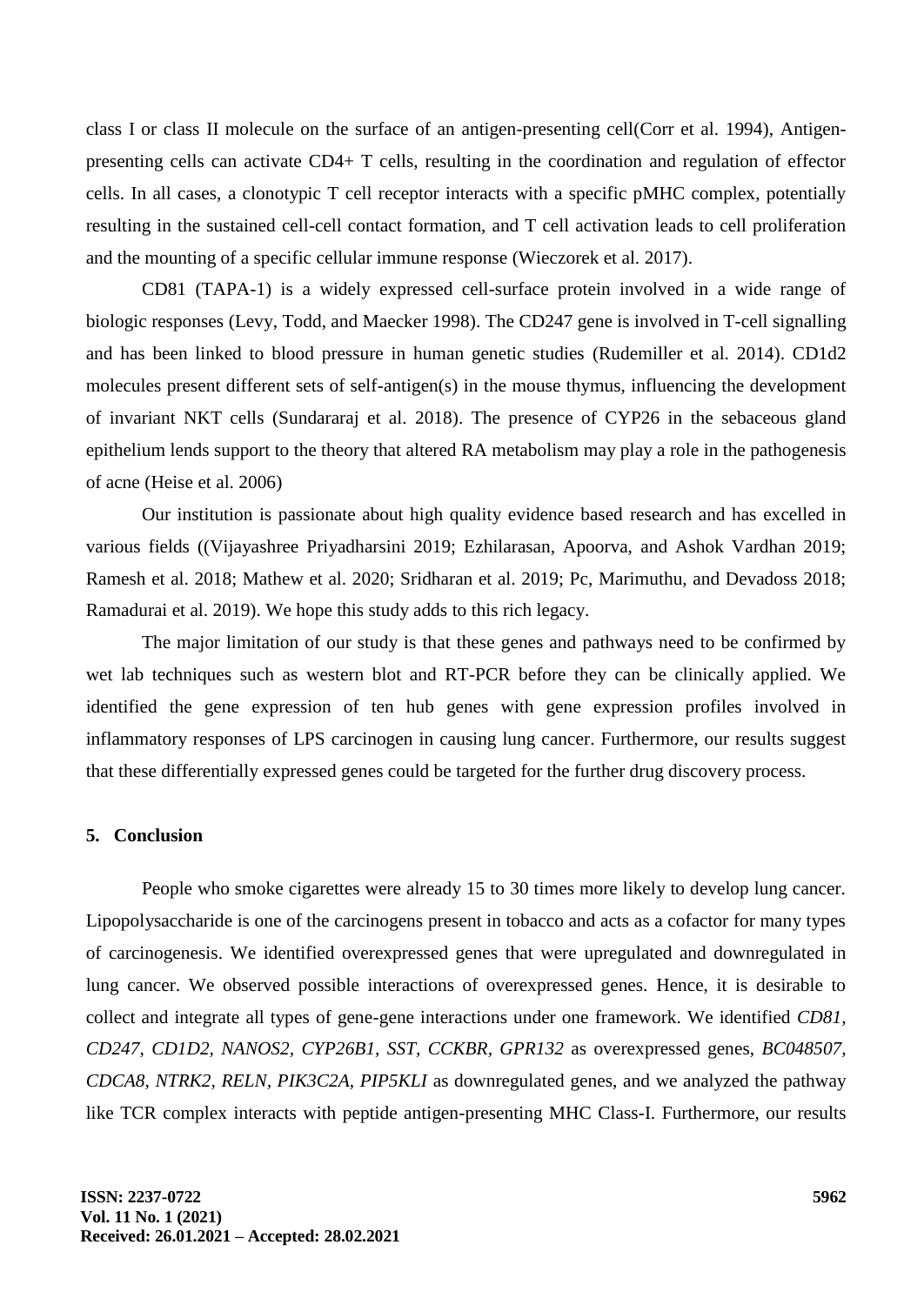class I or class II molecule on the surface of an antigen-presenting cell(Corr et al. 1994), Antigen-presenting cells can activate CD4+ T cells, resulting in the coordination and regulation of effector cells. In all cases, a clonotypic T cell receptor interacts with a specific pMHC complex, potentially resulting in the sustained cell-cell contact formation, and T cell activation leads to cell proliferation and the mounting of a specific cellular immune response (Wieczorek et al. 2017).

CD81 (TAPA-1) is a widely expressed cell-surface protein involved in a wide range of biologic responses (Levy, Todd, and Maecker 1998). The CD247 gene is involved in T-cell signalling and has been linked to blood pressure in human genetic studies (Rudemiller et al. 2014). CD1d2 molecules present different sets of self-antigen(s) in the mouse thymus, influencing the development of invariant NKT cells (Sundararaj et al. 2018). The presence of CYP26 in the sebaceous gland epithelium lends support to the theory that altered RA metabolism may play a role in the pathogenesis of acne (Heise et al. 2006)

Our institution is passionate about high quality evidence based research and has excelled in various fields ((Vijayashree Priyadharsini 2019; Ezhilarasan, Apoorva, and Ashok Vardhan 2019; Ramesh et al. 2018; Mathew et al. 2020; Sridharan et al. 2019; Pc, Marimuthu, and Devadoss 2018; Ramadurai et al. 2019). We hope this study adds to this rich legacy.

The major limitation of our study is that these genes and pathways need to be confirmed by wet lab techniques such as western blot and RT-PCR before they can be clinically applied. We identified the gene expression of ten hub genes with gene expression profiles involved in inflammatory responses of LPS carcinogen in causing lung cancer. Furthermore, our results suggest that these differentially expressed genes could be targeted for the further drug discovery process.

## 5. Conclusion

People who smoke cigarettes were already 15 to 30 times more likely to develop lung cancer. Lipopolysaccharide is one of the carcinogens present in tobacco and acts as a cofactor for many types of carcinogenesis. We identified overexpressed genes that were upregulated and downregulated in lung cancer. We observed possible interactions of overexpressed genes. Hence, it is desirable to collect and integrate all types of gene-gene interactions under one framework. We identified *CD81, CD247, CD1D2, NANOS2, CYP26B1, SST, CCKBR, GPR132* as overexpressed genes, *BC048507, CDCA8, NTRK2, RELN, PIK3C2A, PIP5KLI* as downregulated genes, and we analyzed the pathway like TCR complex interacts with peptide antigen-presenting MHC Class-I. Furthermore, our results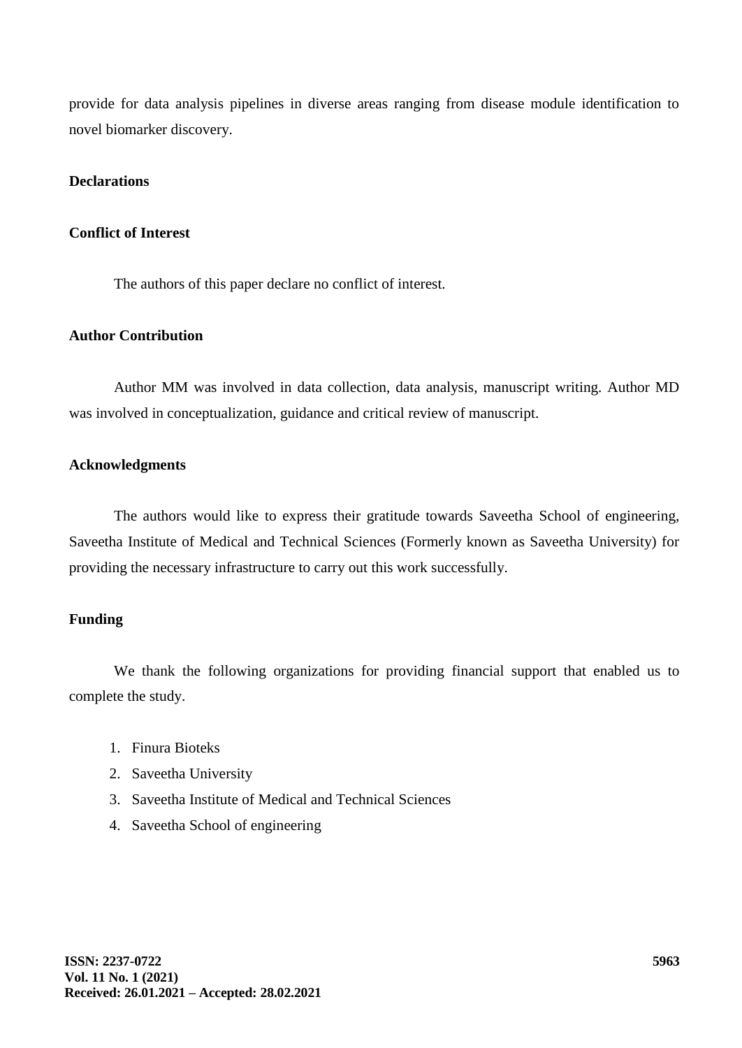provide for data analysis pipelines in diverse areas ranging from disease module identification to novel biomarker discovery.

## Declarations

### Conflict of Interest

The authors of this paper declare no conflict of interest.

### Author Contribution

Author MM was involved in data collection, data analysis, manuscript writing. Author MD was involved in conceptualization, guidance and critical review of manuscript.

### Acknowledgments

The authors would like to express their gratitude towards Saveetha School of engineering, Saveetha Institute of Medical and Technical Sciences (Formerly known as Saveetha University) for providing the necessary infrastructure to carry out this work successfully.

### Funding

We thank the following organizations for providing financial support that enabled us to complete the study.

1. Finura Bioteks
2. Saveetha University
3. Saveetha Institute of Medical and Technical Sciences
4. Saveetha School of engineering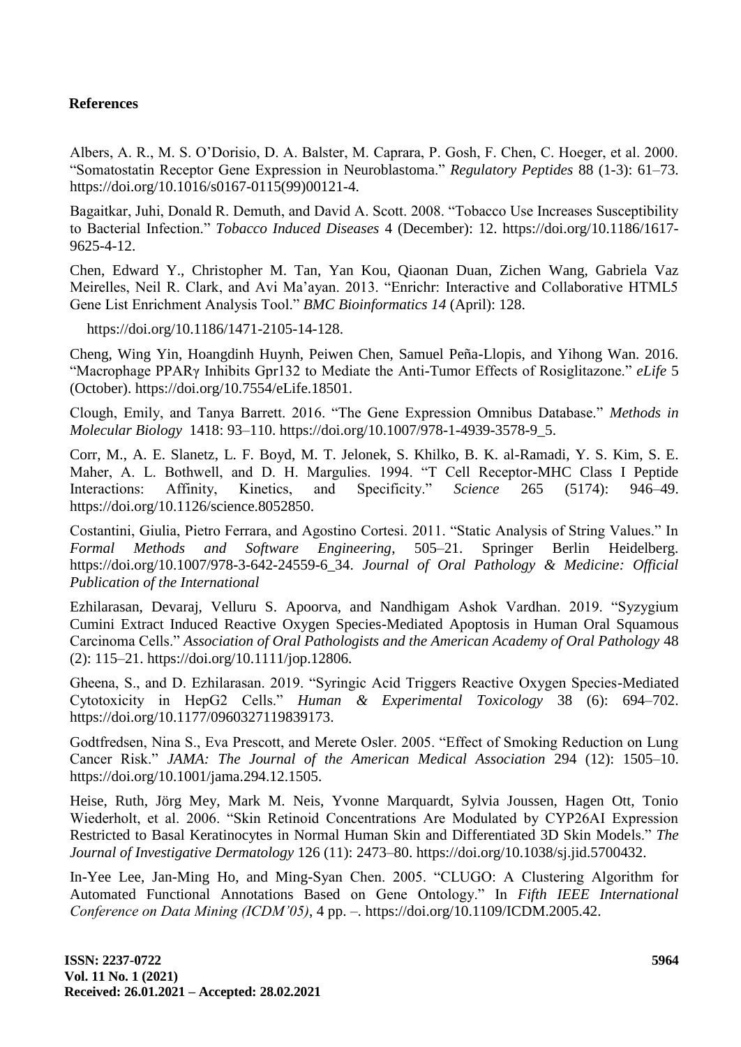## References

Albers, A. R., M. S. O'Dorisio, D. A. Balster, M. Caprara, P. Gosh, F. Chen, C. Hoeger, et al. 2000. "Somatostatin Receptor Gene Expression in Neuroblastoma." *Regulatory Peptides* 88 (1-3): 61–73. https://doi.org/10.1016/s0167-0115(99)00121-4.

Bagaitkar, Juhi, Donald R. Demuth, and David A. Scott. 2008. "Tobacco Use Increases Susceptibility to Bacterial Infection." *Tobacco Induced Diseases* 4 (December): 12. https://doi.org/10.1186/1617-9625-4-12.

Chen, Edward Y., Christopher M. Tan, Yan Kou, Qiaonan Duan, Zichen Wang, Gabriela Vaz Meirelles, Neil R. Clark, and Avi Ma'ayan. 2013. "Enrichr: Interactive and Collaborative HTML5 Gene List Enrichment Analysis Tool." *BMC Bioinformatics 14* (April): 128.

https://doi.org/10.1186/1471-2105-14-128.

Cheng, Wing Yin, Hoangdinh Huynh, Peiwen Chen, Samuel Peña-Llopis, and Yihong Wan. 2016. "Macrophage PPARγ Inhibits Gpr132 to Mediate the Anti-Tumor Effects of Rosiglitazone." *eLife* 5 (October). https://doi.org/10.7554/eLife.18501.

Clough, Emily, and Tanya Barrett. 2016. "The Gene Expression Omnibus Database." *Methods in Molecular Biology* 1418: 93–110. https://doi.org/10.1007/978-1-4939-3578-9_5.

Corr, M., A. E. Slanetz, L. F. Boyd, M. T. Jelonek, S. Khilko, B. K. al-Ramadi, Y. S. Kim, S. E. Maher, A. L. Bothwell, and D. H. Margulies. 1994. "T Cell Receptor-MHC Class I Peptide Interactions: Affinity, Kinetics, and Specificity." *Science* 265 (5174): 946–49. https://doi.org/10.1126/science.8052850.

Costantini, Giulia, Pietro Ferrara, and Agostino Cortesi. 2011. "Static Analysis of String Values." In *Formal Methods and Software Engineering*, 505–21. Springer Berlin Heidelberg. https://doi.org/10.1007/978-3-642-24559-6_34. *Journal of Oral Pathology & Medicine: Official Publication of the International*

Ezhilarasan, Devaraj, Velluru S. Apoorva, and Nandhigam Ashok Vardhan. 2019. "Syzygium Cumini Extract Induced Reactive Oxygen Species-Mediated Apoptosis in Human Oral Squamous Carcinoma Cells." *Association of Oral Pathologists and the American Academy of Oral Pathology* 48 (2): 115–21. https://doi.org/10.1111/jop.12806.

Gheena, S., and D. Ezhilarasan. 2019. "Syringic Acid Triggers Reactive Oxygen Species-Mediated Cytotoxicity in HepG2 Cells." *Human & Experimental Toxicology* 38 (6): 694–702. https://doi.org/10.1177/0960327119839173.

Godtfredsen, Nina S., Eva Prescott, and Merete Osler. 2005. "Effect of Smoking Reduction on Lung Cancer Risk." *JAMA: The Journal of the American Medical Association* 294 (12): 1505–10. https://doi.org/10.1001/jama.294.12.1505.

Heise, Ruth, Jörg Mey, Mark M. Neis, Yvonne Marquardt, Sylvia Joussen, Hagen Ott, Tonio Wiederholt, et al. 2006. "Skin Retinoid Concentrations Are Modulated by CYP26AI Expression Restricted to Basal Keratinocytes in Normal Human Skin and Differentiated 3D Skin Models." *The Journal of Investigative Dermatology* 126 (11): 2473–80. https://doi.org/10.1038/sj.jid.5700432.

In-Yee Lee, Jan-Ming Ho, and Ming-Syan Chen. 2005. "CLUGO: A Clustering Algorithm for Automated Functional Annotations Based on Gene Ontology." In *Fifth IEEE International Conference on Data Mining (ICDM'05)*, 4 pp. –. https://doi.org/10.1109/ICDM.2005.42.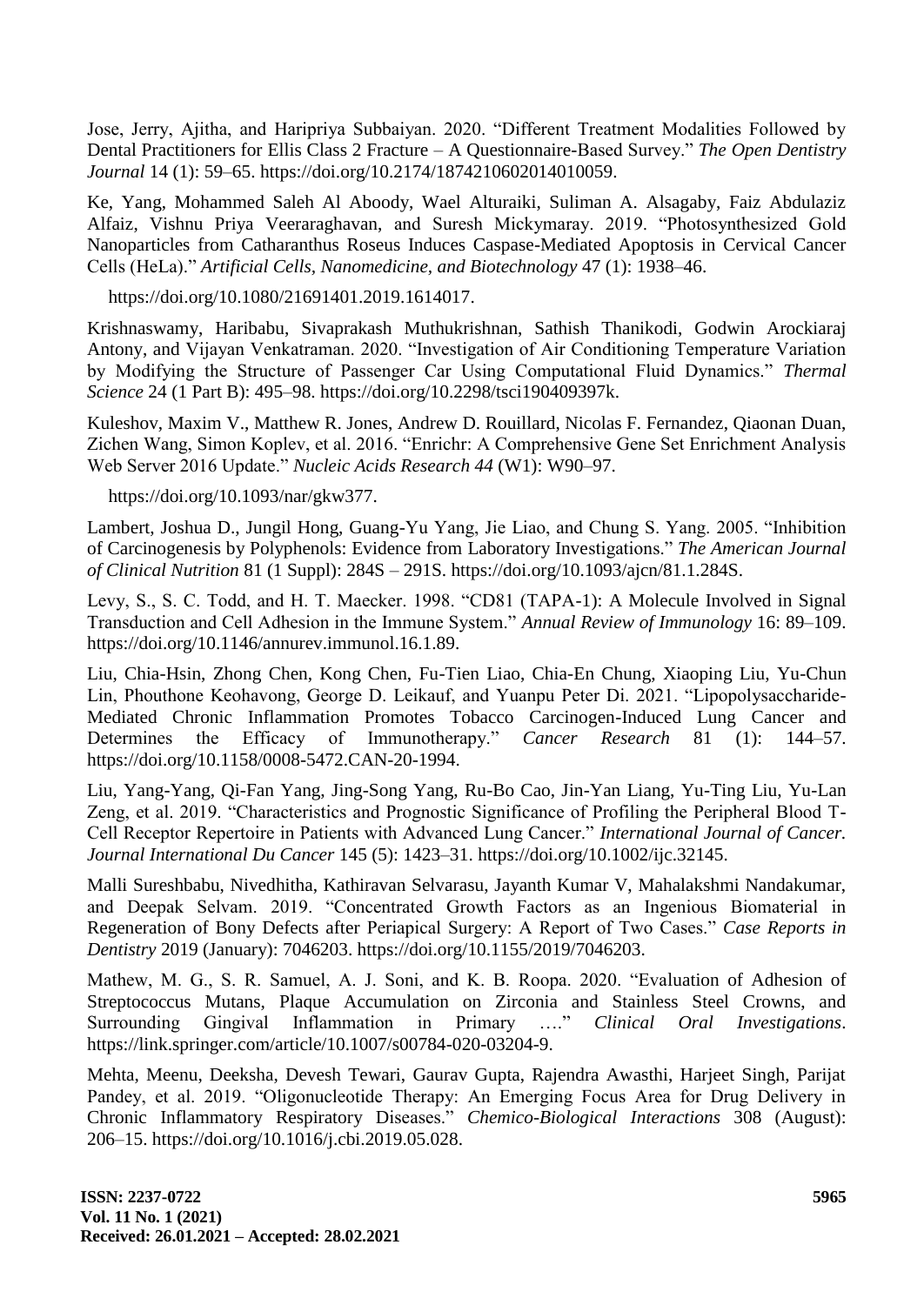Jose, Jerry, Ajitha, and Haripriya Subbaiyan. 2020. "Different Treatment Modalities Followed by Dental Practitioners for Ellis Class 2 Fracture – A Questionnaire-Based Survey." *The Open Dentistry Journal* 14 (1): 59–65. https://doi.org/10.2174/1874210602014010059.

Ke, Yang, Mohammed Saleh Al Aboody, Wael Alturaiki, Suliman A. Alsagaby, Faiz Abdulaziz Alfaiz, Vishnu Priya Veeraraghavan, and Suresh Mickymaray. 2019. "Photosynthesized Gold Nanoparticles from Catharanthus Roseus Induces Caspase-Mediated Apoptosis in Cervical Cancer Cells (HeLa)." *Artificial Cells, Nanomedicine, and Biotechnology* 47 (1): 1938–46.

https://doi.org/10.1080/21691401.2019.1614017.

Krishnaswamy, Haribabu, Sivaprakash Muthukrishnan, Sathish Thanikodi, Godwin Arockiaraj Antony, and Vijayan Venkatraman. 2020. "Investigation of Air Conditioning Temperature Variation by Modifying the Structure of Passenger Car Using Computational Fluid Dynamics." *Thermal Science* 24 (1 Part B): 495–98. https://doi.org/10.2298/tsci190409397k.

Kuleshov, Maxim V., Matthew R. Jones, Andrew D. Rouillard, Nicolas F. Fernandez, Qiaonan Duan, Zichen Wang, Simon Koplev, et al. 2016. "Enrichr: A Comprehensive Gene Set Enrichment Analysis Web Server 2016 Update." *Nucleic Acids Research 44* (W1): W90–97.

https://doi.org/10.1093/nar/gkw377.

Lambert, Joshua D., Jungil Hong, Guang-Yu Yang, Jie Liao, and Chung S. Yang. 2005. "Inhibition of Carcinogenesis by Polyphenols: Evidence from Laboratory Investigations." *The American Journal of Clinical Nutrition* 81 (1 Suppl): 284S – 291S. https://doi.org/10.1093/ajcn/81.1.284S.

Levy, S., S. C. Todd, and H. T. Maecker. 1998. "CD81 (TAPA-1): A Molecule Involved in Signal Transduction and Cell Adhesion in the Immune System." *Annual Review of Immunology* 16: 89–109. https://doi.org/10.1146/annurev.immunol.16.1.89.

Liu, Chia-Hsin, Zhong Chen, Kong Chen, Fu-Tien Liao, Chia-En Chung, Xiaoping Liu, Yu-Chun Lin, Phouthone Keohavong, George D. Leikauf, and Yuanpu Peter Di. 2021. "Lipopolysaccharide-Mediated Chronic Inflammation Promotes Tobacco Carcinogen-Induced Lung Cancer and Determines the Efficacy of Immunotherapy." *Cancer Research* 81 (1): 144–57. https://doi.org/10.1158/0008-5472.CAN-20-1994.

Liu, Yang-Yang, Qi-Fan Yang, Jing-Song Yang, Ru-Bo Cao, Jin-Yan Liang, Yu-Ting Liu, Yu-Lan Zeng, et al. 2019. "Characteristics and Prognostic Significance of Profiling the Peripheral Blood T-Cell Receptor Repertoire in Patients with Advanced Lung Cancer." *International Journal of Cancer. Journal International Du Cancer* 145 (5): 1423–31. https://doi.org/10.1002/ijc.32145.

Malli Sureshbabu, Nivedhitha, Kathiravan Selvarasu, Jayanth Kumar V, Mahalakshmi Nandakumar, and Deepak Selvam. 2019. "Concentrated Growth Factors as an Ingenious Biomaterial in Regeneration of Bony Defects after Periapical Surgery: A Report of Two Cases." *Case Reports in Dentistry* 2019 (January): 7046203. https://doi.org/10.1155/2019/7046203.

Mathew, M. G., S. R. Samuel, A. J. Soni, and K. B. Roopa. 2020. "Evaluation of Adhesion of Streptococcus Mutans, Plaque Accumulation on Zirconia and Stainless Steel Crowns, and Surrounding Gingival Inflammation in Primary …." *Clinical Oral Investigations*. https://link.springer.com/article/10.1007/s00784-020-03204-9.

Mehta, Meenu, Deeksha, Devesh Tewari, Gaurav Gupta, Rajendra Awasthi, Harjeet Singh, Parijat Pandey, et al. 2019. "Oligonucleotide Therapy: An Emerging Focus Area for Drug Delivery in Chronic Inflammatory Respiratory Diseases." *Chemico-Biological Interactions* 308 (August): 206–15. https://doi.org/10.1016/j.cbi.2019.05.028.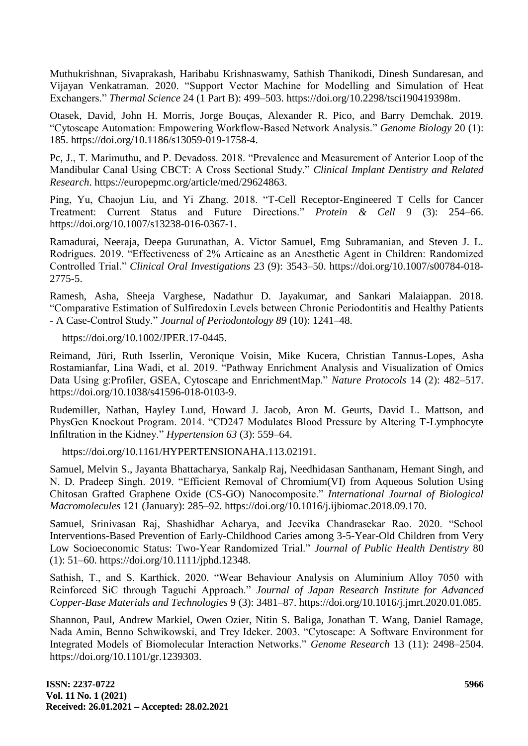Muthukrishnan, Sivaprakash, Haribabu Krishnaswamy, Sathish Thanikodi, Dinesh Sundaresan, and Vijayan Venkatraman. 2020. "Support Vector Machine for Modelling and Simulation of Heat Exchangers." *Thermal Science* 24 (1 Part B): 499–503. https://doi.org/10.2298/tsci190419398m.

Otasek, David, John H. Morris, Jorge Bouças, Alexander R. Pico, and Barry Demchak. 2019. "Cytoscape Automation: Empowering Workflow-Based Network Analysis." *Genome Biology* 20 (1): 185. https://doi.org/10.1186/s13059-019-1758-4.

Pc, J., T. Marimuthu, and P. Devadoss. 2018. "Prevalence and Measurement of Anterior Loop of the Mandibular Canal Using CBCT: A Cross Sectional Study." *Clinical Implant Dentistry and Related Research*. https://europepmc.org/article/med/29624863.

Ping, Yu, Chaojun Liu, and Yi Zhang. 2018. "T-Cell Receptor-Engineered T Cells for Cancer Treatment: Current Status and Future Directions." *Protein & Cell* 9 (3): 254–66. https://doi.org/10.1007/s13238-016-0367-1.

Ramadurai, Neeraja, Deepa Gurunathan, A. Victor Samuel, Emg Subramanian, and Steven J. L. Rodrigues. 2019. "Effectiveness of 2% Articaine as an Anesthetic Agent in Children: Randomized Controlled Trial." *Clinical Oral Investigations* 23 (9): 3543–50. https://doi.org/10.1007/s00784-018-2775-5.

Ramesh, Asha, Sheeja Varghese, Nadathur D. Jayakumar, and Sankari Malaiappan. 2018. "Comparative Estimation of Sulfiredoxin Levels between Chronic Periodontitis and Healthy Patients - A Case-Control Study." *Journal of Periodontology 89* (10): 1241–48.

https://doi.org/10.1002/JPER.17-0445.

Reimand, Jüri, Ruth Isserlin, Veronique Voisin, Mike Kucera, Christian Tannus-Lopes, Asha Rostamianfar, Lina Wadi, et al. 2019. "Pathway Enrichment Analysis and Visualization of Omics Data Using g:Profiler, GSEA, Cytoscape and EnrichmentMap." *Nature Protocols* 14 (2): 482–517. https://doi.org/10.1038/s41596-018-0103-9.

Rudemiller, Nathan, Hayley Lund, Howard J. Jacob, Aron M. Geurts, David L. Mattson, and PhysGen Knockout Program. 2014. "CD247 Modulates Blood Pressure by Altering T-Lymphocyte Infiltration in the Kidney." *Hypertension 63* (3): 559–64.

https://doi.org/10.1161/HYPERTENSIONAHA.113.02191.

Samuel, Melvin S., Jayanta Bhattacharya, Sankalp Raj, Needhidasan Santhanam, Hemant Singh, and N. D. Pradeep Singh. 2019. "Efficient Removal of Chromium(VI) from Aqueous Solution Using Chitosan Grafted Graphene Oxide (CS-GO) Nanocomposite." *International Journal of Biological Macromolecules* 121 (January): 285–92. https://doi.org/10.1016/j.ijbiomac.2018.09.170.

Samuel, Srinivasan Raj, Shashidhar Acharya, and Jeevika Chandrasekar Rao. 2020. "School Interventions-Based Prevention of Early-Childhood Caries among 3-5-Year-Old Children from Very Low Socioeconomic Status: Two-Year Randomized Trial." *Journal of Public Health Dentistry* 80 (1): 51–60. https://doi.org/10.1111/jphd.12348.

Sathish, T., and S. Karthick. 2020. "Wear Behaviour Analysis on Aluminium Alloy 7050 with Reinforced SiC through Taguchi Approach." *Journal of Japan Research Institute for Advanced Copper-Base Materials and Technologies* 9 (3): 3481–87. https://doi.org/10.1016/j.jmrt.2020.01.085.

Shannon, Paul, Andrew Markiel, Owen Ozier, Nitin S. Baliga, Jonathan T. Wang, Daniel Ramage, Nada Amin, Benno Schwikowski, and Trey Ideker. 2003. "Cytoscape: A Software Environment for Integrated Models of Biomolecular Interaction Networks." *Genome Research* 13 (11): 2498–2504. https://doi.org/10.1101/gr.1239303.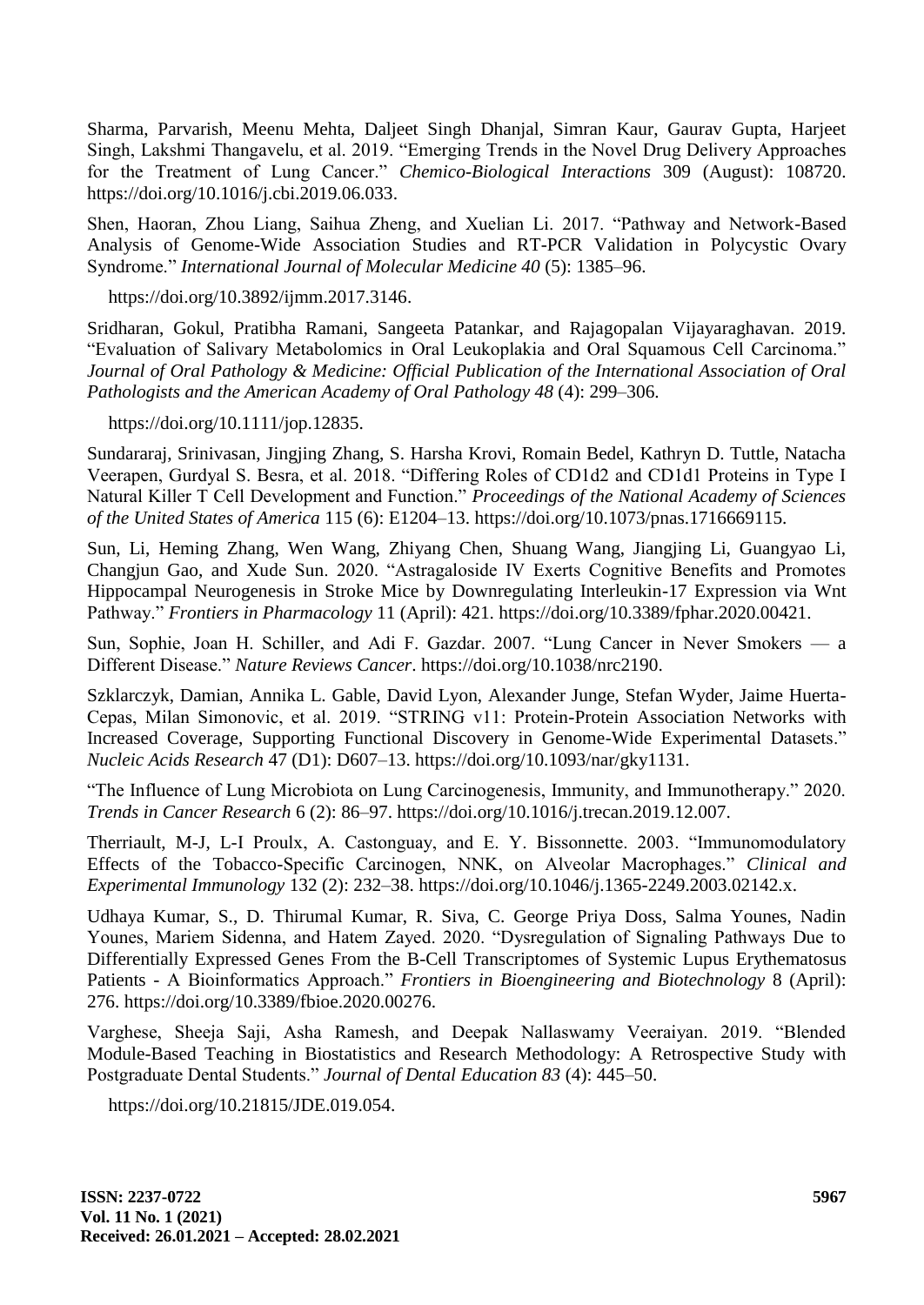Sharma, Parvarish, Meenu Mehta, Daljeet Singh Dhanjal, Simran Kaur, Gaurav Gupta, Harjeet Singh, Lakshmi Thangavelu, et al. 2019. "Emerging Trends in the Novel Drug Delivery Approaches for the Treatment of Lung Cancer." *Chemico-Biological Interactions* 309 (August): 108720. https://doi.org/10.1016/j.cbi.2019.06.033.

Shen, Haoran, Zhou Liang, Saihua Zheng, and Xuelian Li. 2017. "Pathway and Network-Based Analysis of Genome-Wide Association Studies and RT-PCR Validation in Polycystic Ovary Syndrome." *International Journal of Molecular Medicine 40* (5): 1385–96.

https://doi.org/10.3892/ijmm.2017.3146.

Sridharan, Gokul, Pratibha Ramani, Sangeeta Patankar, and Rajagopalan Vijayaraghavan. 2019. "Evaluation of Salivary Metabolomics in Oral Leukoplakia and Oral Squamous Cell Carcinoma." *Journal of Oral Pathology & Medicine: Official Publication of the International Association of Oral Pathologists and the American Academy of Oral Pathology 48* (4): 299–306.

https://doi.org/10.1111/jop.12835.

Sundararaj, Srinivasan, Jingjing Zhang, S. Harsha Krovi, Romain Bedel, Kathryn D. Tuttle, Natacha Veerapen, Gurdyal S. Besra, et al. 2018. "Differing Roles of CD1d2 and CD1d1 Proteins in Type I Natural Killer T Cell Development and Function." *Proceedings of the National Academy of Sciences of the United States of America* 115 (6): E1204–13. https://doi.org/10.1073/pnas.1716669115.

Sun, Li, Heming Zhang, Wen Wang, Zhiyang Chen, Shuang Wang, Jiangjing Li, Guangyao Li, Changjun Gao, and Xude Sun. 2020. "Astragaloside IV Exerts Cognitive Benefits and Promotes Hippocampal Neurogenesis in Stroke Mice by Downregulating Interleukin-17 Expression via Wnt Pathway." *Frontiers in Pharmacology* 11 (April): 421. https://doi.org/10.3389/fphar.2020.00421.

Sun, Sophie, Joan H. Schiller, and Adi F. Gazdar. 2007. "Lung Cancer in Never Smokers — a Different Disease." *Nature Reviews Cancer*. https://doi.org/10.1038/nrc2190.

Szklarczyk, Damian, Annika L. Gable, David Lyon, Alexander Junge, Stefan Wyder, Jaime Huerta-Cepas, Milan Simonovic, et al. 2019. "STRING v11: Protein-Protein Association Networks with Increased Coverage, Supporting Functional Discovery in Genome-Wide Experimental Datasets." *Nucleic Acids Research* 47 (D1): D607–13. https://doi.org/10.1093/nar/gky1131.

"The Influence of Lung Microbiota on Lung Carcinogenesis, Immunity, and Immunotherapy." 2020. *Trends in Cancer Research* 6 (2): 86–97. https://doi.org/10.1016/j.trecan.2019.12.007.

Therriault, M-J, L-I Proulx, A. Castonguay, and E. Y. Bissonnette. 2003. "Immunomodulatory Effects of the Tobacco-Specific Carcinogen, NNK, on Alveolar Macrophages." *Clinical and Experimental Immunology* 132 (2): 232–38. https://doi.org/10.1046/j.1365-2249.2003.02142.x.

Udhaya Kumar, S., D. Thirumal Kumar, R. Siva, C. George Priya Doss, Salma Younes, Nadin Younes, Mariem Sidenna, and Hatem Zayed. 2020. "Dysregulation of Signaling Pathways Due to Differentially Expressed Genes From the B-Cell Transcriptomes of Systemic Lupus Erythematosus Patients - A Bioinformatics Approach." *Frontiers in Bioengineering and Biotechnology* 8 (April): 276. https://doi.org/10.3389/fbioe.2020.00276.

Varghese, Sheeja Saji, Asha Ramesh, and Deepak Nallaswamy Veeraiyan. 2019. "Blended Module-Based Teaching in Biostatistics and Research Methodology: A Retrospective Study with Postgraduate Dental Students." *Journal of Dental Education 83* (4): 445–50.

https://doi.org/10.21815/JDE.019.054.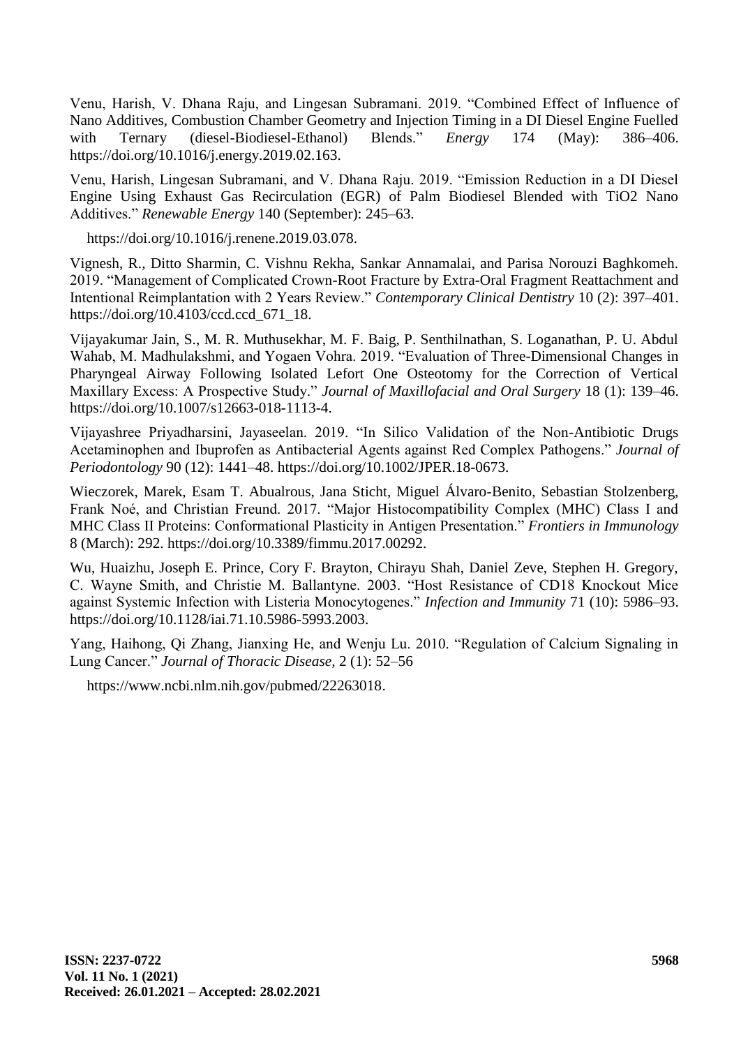Venu, Harish, V. Dhana Raju, and Lingesan Subramani. 2019. "Combined Effect of Influence of Nano Additives, Combustion Chamber Geometry and Injection Timing in a DI Diesel Engine Fuelled with Ternary (diesel-Biodiesel-Ethanol) Blends." *Energy* 174 (May): 386–406. https://doi.org/10.1016/j.energy.2019.02.163.

Venu, Harish, Lingesan Subramani, and V. Dhana Raju. 2019. "Emission Reduction in a DI Diesel Engine Using Exhaust Gas Recirculation (EGR) of Palm Biodiesel Blended with TiO2 Nano Additives." *Renewable Energy* 140 (September): 245–63.

https://doi.org/10.1016/j.renene.2019.03.078.

Vignesh, R., Ditto Sharmin, C. Vishnu Rekha, Sankar Annamalai, and Parisa Norouzi Baghkomeh. 2019. "Management of Complicated Crown-Root Fracture by Extra-Oral Fragment Reattachment and Intentional Reimplantation with 2 Years Review." *Contemporary Clinical Dentistry* 10 (2): 397–401. https://doi.org/10.4103/ccd.ccd_671_18.

Vijayakumar Jain, S., M. R. Muthusekhar, M. F. Baig, P. Senthilnathan, S. Loganathan, P. U. Abdul Wahab, M. Madhulakshmi, and Yogaen Vohra. 2019. "Evaluation of Three-Dimensional Changes in Pharyngeal Airway Following Isolated Lefort One Osteotomy for the Correction of Vertical Maxillary Excess: A Prospective Study." *Journal of Maxillofacial and Oral Surgery* 18 (1): 139–46. https://doi.org/10.1007/s12663-018-1113-4.

Vijayashree Priyadharsini, Jayaseelan. 2019. "In Silico Validation of the Non-Antibiotic Drugs Acetaminophen and Ibuprofen as Antibacterial Agents against Red Complex Pathogens." *Journal of Periodontology* 90 (12): 1441–48. https://doi.org/10.1002/JPER.18-0673.

Wieczorek, Marek, Esam T. Abualrous, Jana Sticht, Miguel Álvaro-Benito, Sebastian Stolzenberg, Frank Noé, and Christian Freund. 2017. "Major Histocompatibility Complex (MHC) Class I and MHC Class II Proteins: Conformational Plasticity in Antigen Presentation." *Frontiers in Immunology* 8 (March): 292. https://doi.org/10.3389/fimmu.2017.00292.

Wu, Huaizhu, Joseph E. Prince, Cory F. Brayton, Chirayu Shah, Daniel Zeve, Stephen H. Gregory, C. Wayne Smith, and Christie M. Ballantyne. 2003. "Host Resistance of CD18 Knockout Mice against Systemic Infection with Listeria Monocytogenes." *Infection and Immunity* 71 (10): 5986–93. https://doi.org/10.1128/iai.71.10.5986-5993.2003.

Yang, Haihong, Qi Zhang, Jianxing He, and Wenju Lu. 2010. "Regulation of Calcium Signaling in Lung Cancer." *Journal of Thoracic Disease*, 2 (1): 52–56

https://www.ncbi.nlm.nih.gov/pubmed/22263018.